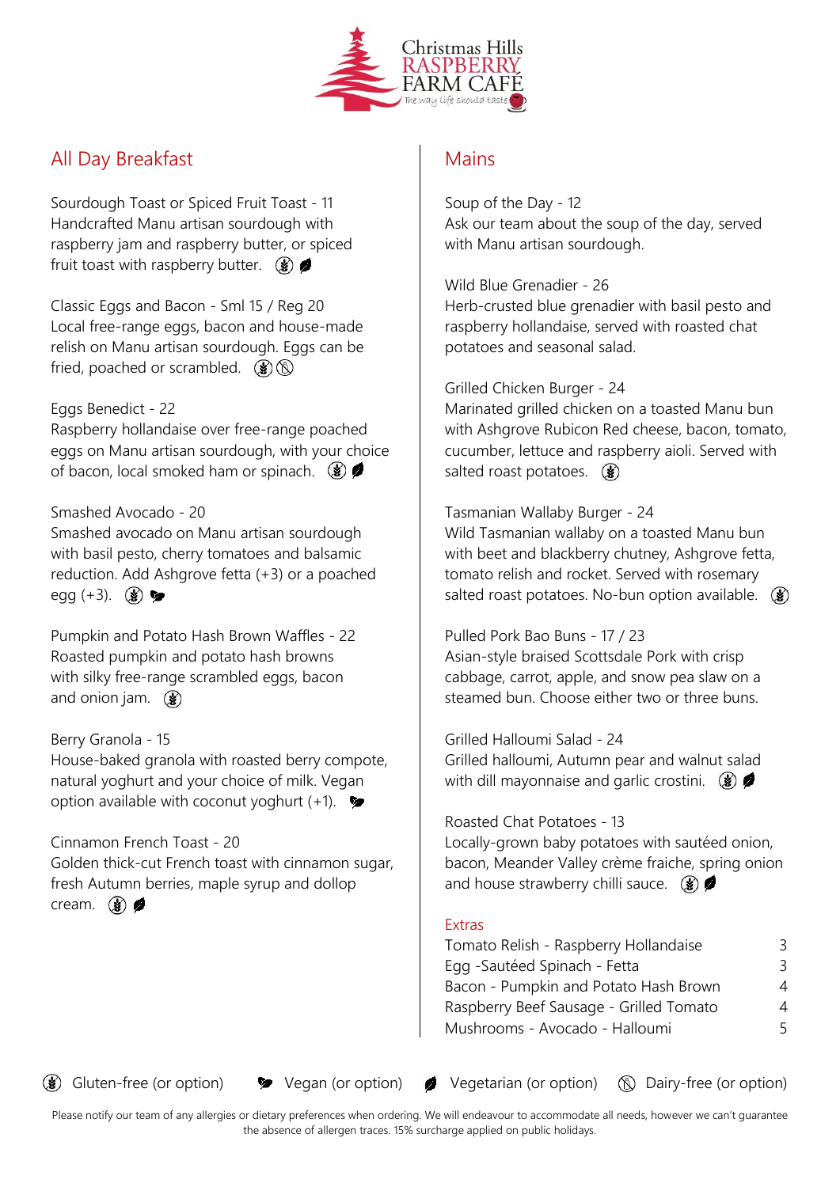# Christmas Hills RASPBERRY FARM CAFÉ

The way life should taste

## All Day Breakfast

Sourdough Toast or Spiced Fruit Toast - 11
Handcrafted Manu artisan sourdough with raspberry jam and raspberry butter, or spiced fruit toast with raspberry butter. (GF) (V)

Classic Eggs and Bacon - Sml 15 / Reg 20
Local free-range eggs, bacon and house-made relish on Manu artisan sourdough. Eggs can be fried, poached or scrambled. (GF) (DF)

Eggs Benedict - 22
Raspberry hollandaise over free-range poached eggs on Manu artisan sourdough, with your choice of bacon, local smoked ham or spinach. (GF) (V)

Smashed Avocado - 20
Smashed avocado on Manu artisan sourdough with basil pesto, cherry tomatoes and balsamic reduction. Add Ashgrove fetta (+3) or a poached egg (+3). (GF) (VG)

Pumpkin and Potato Hash Brown Waffles - 22
Roasted pumpkin and potato hash browns with silky free-range scrambled eggs, bacon and onion jam. (GF)

Berry Granola - 15
House-baked granola with roasted berry compote, natural yoghurt and your choice of milk. Vegan option available with coconut yoghurt (+1). (VG)

Cinnamon French Toast - 20
Golden thick-cut French toast with cinnamon sugar, fresh Autumn berries, maple syrup and dollop cream. (GF) (V)

## Mains

Soup of the Day - 12
Ask our team about the soup of the day, served with Manu artisan sourdough.

Wild Blue Grenadier - 26
Herb-crusted blue grenadier with basil pesto and raspberry hollandaise, served with roasted chat potatoes and seasonal salad.

Grilled Chicken Burger - 24
Marinated grilled chicken on a toasted Manu bun with Ashgrove Rubicon Red cheese, bacon, tomato, cucumber, lettuce and raspberry aioli. Served with salted roast potatoes. (GF)

Tasmanian Wallaby Burger - 24
Wild Tasmanian wallaby on a toasted Manu bun with beet and blackberry chutney, Ashgrove fetta, tomato relish and rocket. Served with rosemary salted roast potatoes. No-bun option available. (GF)

Pulled Pork Bao Buns - 17 / 23
Asian-style braised Scottsdale Pork with crisp cabbage, carrot, apple, and snow pea slaw on a steamed bun. Choose either two or three buns.

Grilled Halloumi Salad - 24
Grilled halloumi, Autumn pear and walnut salad with dill mayonnaise and garlic crostini. (GF) (V)

Roasted Chat Potatoes - 13
Locally-grown baby potatoes with sautéed onion, bacon, Meander Valley crème fraiche, spring onion and house strawberry chilli sauce. (GF) (V)

### Extras

| | |
|---|---|
| Tomato Relish - Raspberry Hollandaise | 3 |
| Egg -Sautéed Spinach - Fetta | 3 |
| Bacon - Pumpkin and Potato Hash Brown | 4 |
| Raspberry Beef Sausage - Grilled Tomato | 4 |
| Mushrooms - Avocado - Halloumi | 5 |

(GF) Gluten-free (or option) (VG) Vegan (or option) (V) Vegetarian (or option) (DF) Dairy-free (or option)

Please notify our team of any allergies or dietary preferences when ordering. We will endeavour to accommodate all needs, however we can't guarantee the absence of allergen traces. 15% surcharge applied on public holidays.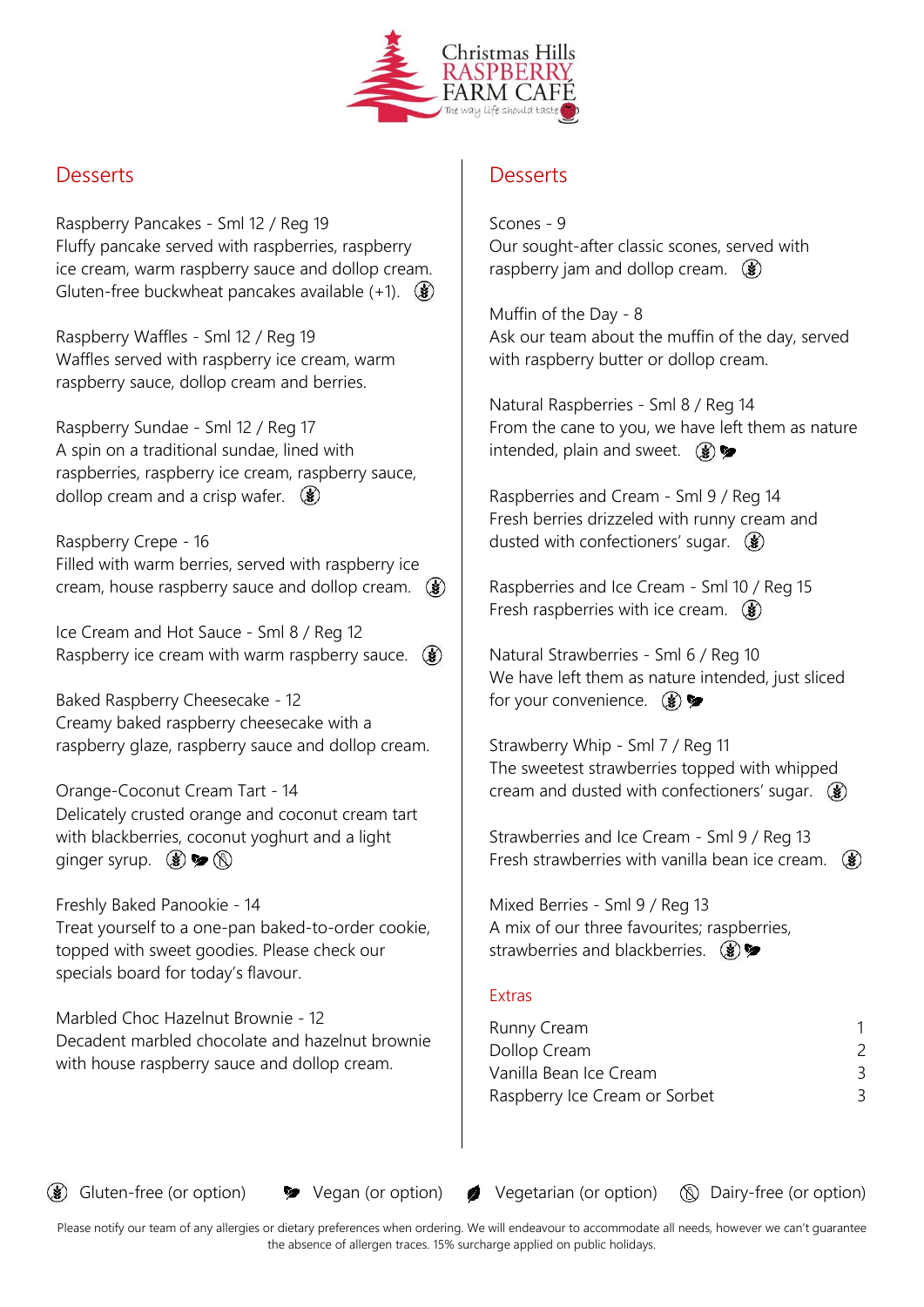Christmas Hills RASPBERRY FARM CAFÉ
The way life should taste

## Desserts

Raspberry Pancakes - Sml 12 / Reg 19
Fluffy pancake served with raspberries, raspberry ice cream, warm raspberry sauce and dollop cream. Gluten-free buckwheat pancakes available (+1). (GF)

Raspberry Waffles - Sml 12 / Reg 19
Waffles served with raspberry ice cream, warm raspberry sauce, dollop cream and berries.

Raspberry Sundae - Sml 12 / Reg 17
A spin on a traditional sundae, lined with raspberries, raspberry ice cream, raspberry sauce, dollop cream and a crisp wafer. (GF)

Raspberry Crepe - 16
Filled with warm berries, served with raspberry ice cream, house raspberry sauce and dollop cream. (GF)

Ice Cream and Hot Sauce - Sml 8 / Reg 12
Raspberry ice cream with warm raspberry sauce. (GF)

Baked Raspberry Cheesecake - 12
Creamy baked raspberry cheesecake with a raspberry glaze, raspberry sauce and dollop cream.

Orange-Coconut Cream Tart - 14
Delicately crusted orange and coconut cream tart with blackberries, coconut yoghurt and a light ginger syrup. (GF) (V) (DF)

Freshly Baked Panookie - 14
Treat yourself to a one-pan baked-to-order cookie, topped with sweet goodies. Please check our specials board for today's flavour.

Marbled Choc Hazelnut Brownie - 12
Decadent marbled chocolate and hazelnut brownie with house raspberry sauce and dollop cream.

## Desserts

Scones - 9
Our sought-after classic scones, served with raspberry jam and dollop cream. (GF)

Muffin of the Day - 8
Ask our team about the muffin of the day, served with raspberry butter or dollop cream.

Natural Raspberries - Sml 8 / Reg 14
From the cane to you, we have left them as nature intended, plain and sweet. (GF) (V)

Raspberries and Cream - Sml 9 / Reg 14
Fresh berries drizzeled with runny cream and dusted with confectioners' sugar. (GF)

Raspberries and Ice Cream - Sml 10 / Reg 15
Fresh raspberries with ice cream. (GF)

Natural Strawberries - Sml 6 / Reg 10
We have left them as nature intended, just sliced for your convenience. (GF) (V)

Strawberry Whip - Sml 7 / Reg 11
The sweetest strawberries topped with whipped cream and dusted with confectioners' sugar. (GF)

Strawberries and Ice Cream - Sml 9 / Reg 13
Fresh strawberries with vanilla bean ice cream. (GF)

Mixed Berries - Sml 9 / Reg 13
A mix of our three favourites; raspberries, strawberries and blackberries. (GF) (V)

### Extras

| Item | Price |
| --- | --- |
| Runny Cream | 1 |
| Dollop Cream | 2 |
| Vanilla Bean Ice Cream | 3 |
| Raspberry Ice Cream or Sorbet | 3 |

(GF) Gluten-free (or option) (V) Vegan (or option) (VG) Vegetarian (or option) (DF) Dairy-free (or option)

Please notify our team of any allergies or dietary preferences when ordering. We will endeavour to accommodate all needs, however we can't guarantee the absence of allergen traces. 15% surcharge applied on public holidays.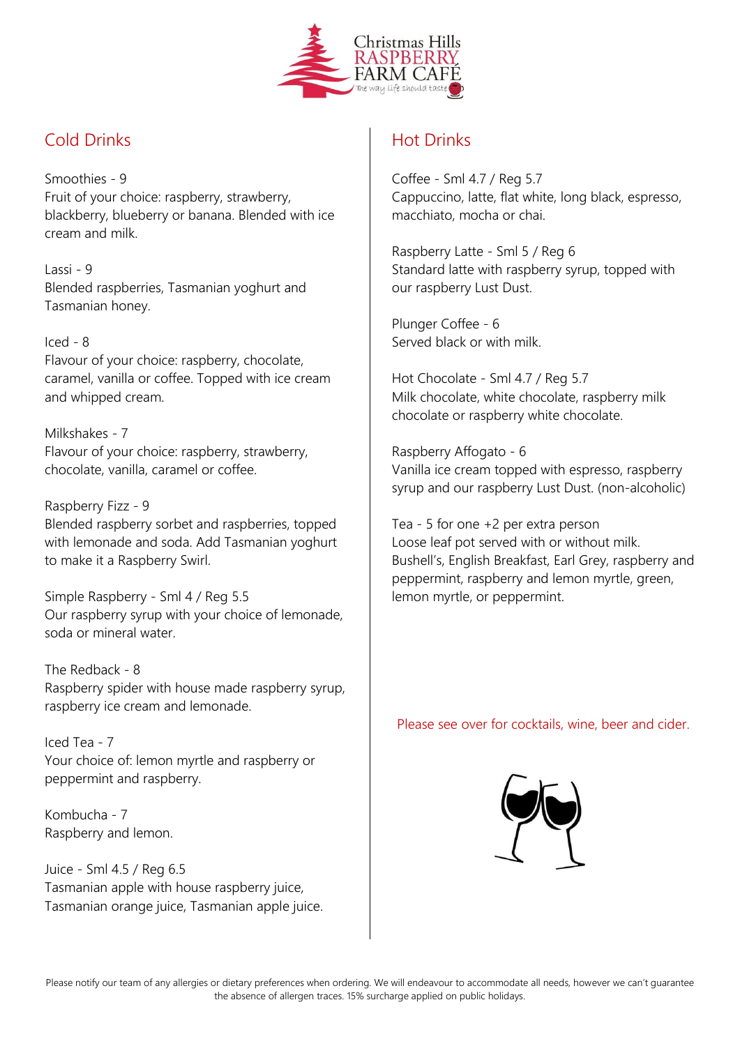Christmas Hills RASPBERRY FARM CAFÉ

The way life should taste

## Cold Drinks

Smoothies - 9
Fruit of your choice: raspberry, strawberry, blackberry, blueberry or banana. Blended with ice cream and milk.

Lassi - 9
Blended raspberries, Tasmanian yoghurt and Tasmanian honey.

Iced - 8
Flavour of your choice: raspberry, chocolate, caramel, vanilla or coffee. Topped with ice cream and whipped cream.

Milkshakes - 7
Flavour of your choice: raspberry, strawberry, chocolate, vanilla, caramel or coffee.

Raspberry Fizz - 9
Blended raspberry sorbet and raspberries, topped with lemonade and soda. Add Tasmanian yoghurt to make it a Raspberry Swirl.

Simple Raspberry - Sml 4 / Reg 5.5
Our raspberry syrup with your choice of lemonade, soda or mineral water.

The Redback - 8
Raspberry spider with house made raspberry syrup, raspberry ice cream and lemonade.

Iced Tea - 7
Your choice of: lemon myrtle and raspberry or peppermint and raspberry.

Kombucha - 7
Raspberry and lemon.

Juice - Sml 4.5 / Reg 6.5
Tasmanian apple with house raspberry juice, Tasmanian orange juice, Tasmanian apple juice.

## Hot Drinks

Coffee - Sml 4.7 / Reg 5.7
Cappuccino, latte, flat white, long black, espresso, macchiato, mocha or chai.

Raspberry Latte - Sml 5 / Reg 6
Standard latte with raspberry syrup, topped with our raspberry Lust Dust.

Plunger Coffee - 6
Served black or with milk.

Hot Chocolate - Sml 4.7 / Reg 5.7
Milk chocolate, white chocolate, raspberry milk chocolate or raspberry white chocolate.

Raspberry Affogato - 6
Vanilla ice cream topped with espresso, raspberry syrup and our raspberry Lust Dust. (non-alcoholic)

Tea - 5 for one +2 per extra person
Loose leaf pot served with or without milk.
Bushell's, English Breakfast, Earl Grey, raspberry and peppermint, raspberry and lemon myrtle, green, lemon myrtle, or peppermint.

Please see over for cocktails, wine, beer and cider.

Please notify our team of any allergies or dietary preferences when ordering. We will endeavour to accommodate all needs, however we can't guarantee the absence of allergen traces. 15% surcharge applied on public holidays.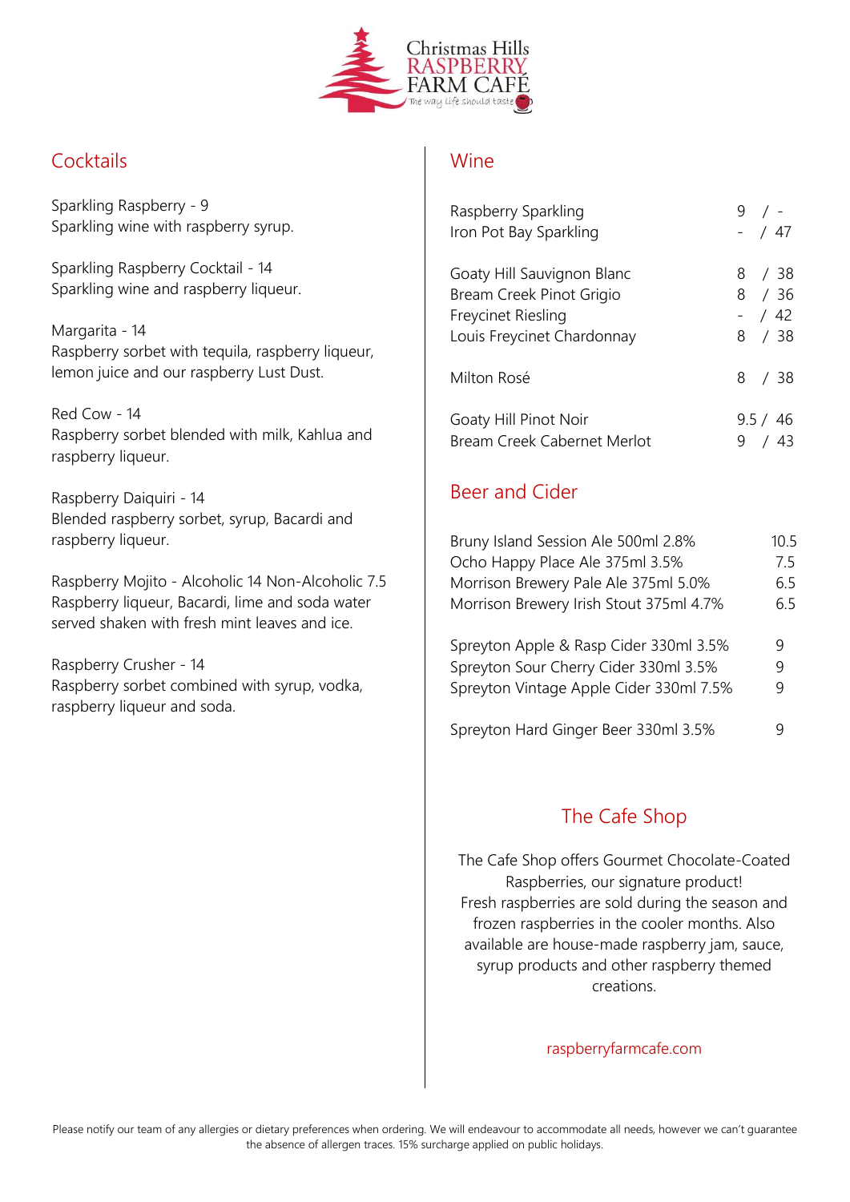Christmas Hills
RASPBERRY
FARM CAFÉ
The way life should taste

## Cocktails

Sparkling Raspberry - 9
Sparkling wine with raspberry syrup.

Sparkling Raspberry Cocktail - 14
Sparkling wine and raspberry liqueur.

Margarita - 14
Raspberry sorbet with tequila, raspberry liqueur, lemon juice and our raspberry Lust Dust.

Red Cow - 14
Raspberry sorbet blended with milk, Kahlua and raspberry liqueur.

Raspberry Daiquiri - 14
Blended raspberry sorbet, syrup, Bacardi and raspberry liqueur.

Raspberry Mojito - Alcoholic 14 Non-Alcoholic 7.5
Raspberry liqueur, Bacardi, lime and soda water served shaken with fresh mint leaves and ice.

Raspberry Crusher - 14
Raspberry sorbet combined with syrup, vodka, raspberry liqueur and soda.

## Wine

| | |
|---|---|
| Raspberry Sparkling | 9 / - |
| Iron Pot Bay Sparkling | - / 47 |
| Goaty Hill Sauvignon Blanc | 8 / 38 |
| Bream Creek Pinot Grigio | 8 / 36 |
| Freycinet Riesling | - / 42 |
| Louis Freycinet Chardonnay | 8 / 38 |
| Milton Rosé | 8 / 38 |
| Goaty Hill Pinot Noir | 9.5 / 46 |
| Bream Creek Cabernet Merlot | 9 / 43 |

## Beer and Cider

| | |
|---|---|
| Bruny Island Session Ale 500ml 2.8% | 10.5 |
| Ocho Happy Place Ale 375ml 3.5% | 7.5 |
| Morrison Brewery Pale Ale 375ml 5.0% | 6.5 |
| Morrison Brewery Irish Stout 375ml 4.7% | 6.5 |
| Spreyton Apple & Rasp Cider 330ml 3.5% | 9 |
| Spreyton Sour Cherry Cider 330ml 3.5% | 9 |
| Spreyton Vintage Apple Cider 330ml 7.5% | 9 |
| Spreyton Hard Ginger Beer 330ml 3.5% | 9 |

## The Cafe Shop

The Cafe Shop offers Gourmet Chocolate-Coated Raspberries, our signature product! Fresh raspberries are sold during the season and frozen raspberries in the cooler months. Also available are house-made raspberry jam, sauce, syrup products and other raspberry themed creations.

raspberryfarmcafe.com

Please notify our team of any allergies or dietary preferences when ordering. We will endeavour to accommodate all needs, however we can't guarantee the absence of allergen traces. 15% surcharge applied on public holidays.